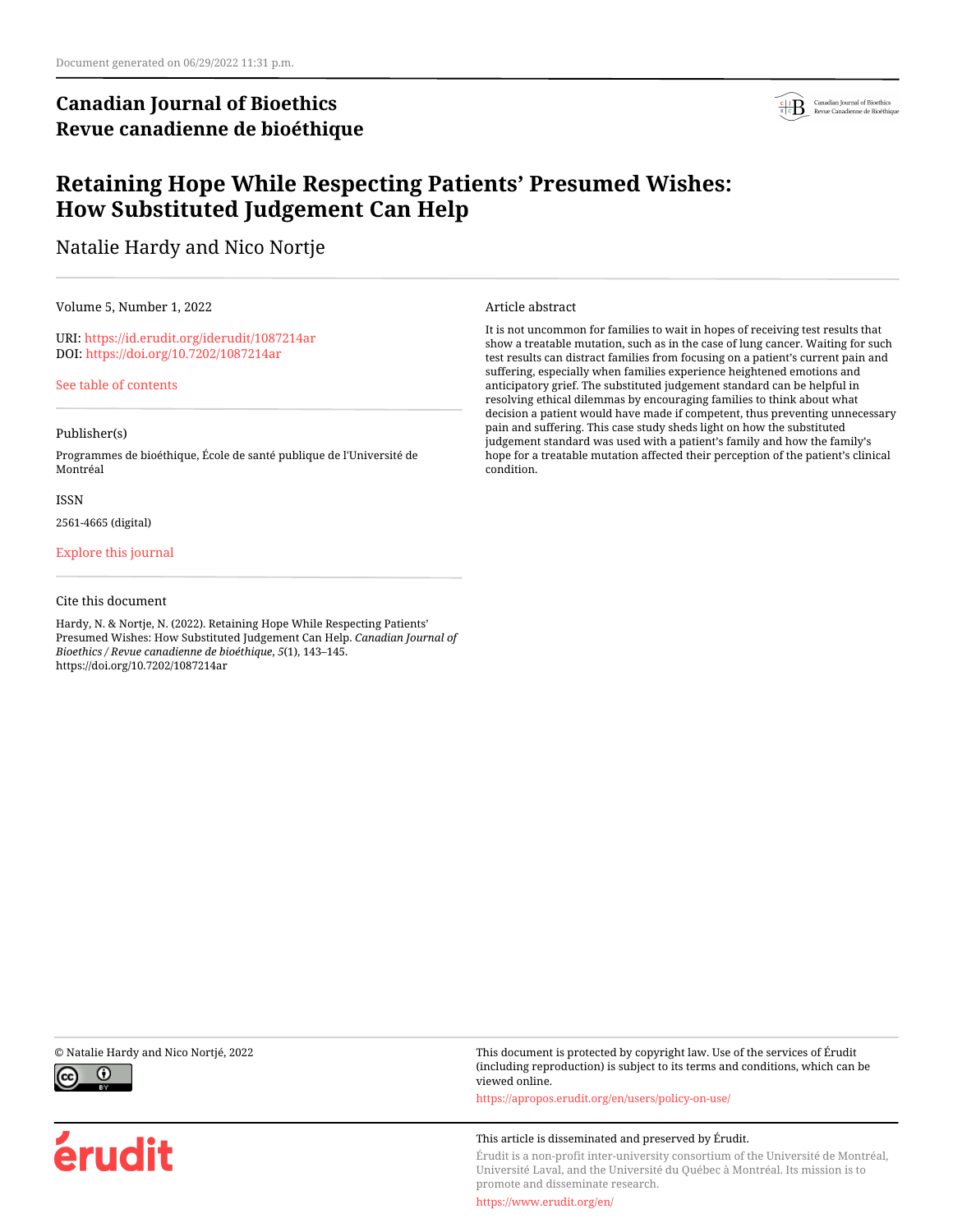Document generated on 06/29/2022 11:31 p.m.

**Canadian Journal of Bioethics**
**Revue canadienne de bioéthique**

# Retaining Hope While Respecting Patients' Presumed Wishes: How Substituted Judgement Can Help

Natalie Hardy and Nico Nortje

Volume 5, Number 1, 2022

URI: https://id.erudit.org/iderudit/1087214ar
DOI: https://doi.org/10.7202/1087214ar

See table of contents

Publisher(s)

Programmes de bioéthique, École de santé publique de l'Université de Montréal

ISSN

2561-4665 (digital)

Explore this journal

Cite this document

Hardy, N. & Nortje, N. (2022). Retaining Hope While Respecting Patients' Presumed Wishes: How Substituted Judgement Can Help. *Canadian Journal of Bioethics / Revue canadienne de bioéthique*, *5*(1), 143–145. https://doi.org/10.7202/1087214ar

Article abstract

It is not uncommon for families to wait in hopes of receiving test results that show a treatable mutation, such as in the case of lung cancer. Waiting for such test results can distract families from focusing on a patient's current pain and suffering, especially when families experience heightened emotions and anticipatory grief. The substituted judgement standard can be helpful in resolving ethical dilemmas by encouraging families to think about what decision a patient would have made if competent, thus preventing unnecessary pain and suffering. This case study sheds light on how the substituted judgement standard was used with a patient's family and how the family's hope for a treatable mutation affected their perception of the patient's clinical condition.

© Natalie Hardy and Nico Nortjé, 2022

This document is protected by copyright law. Use of the services of Érudit (including reproduction) is subject to its terms and conditions, which can be viewed online.

https://apropos.erudit.org/en/users/policy-on-use/

This article is disseminated and preserved by Érudit.

Érudit is a non-profit inter-university consortium of the Université de Montréal, Université Laval, and the Université du Québec à Montréal. Its mission is to promote and disseminate research.

https://www.erudit.org/en/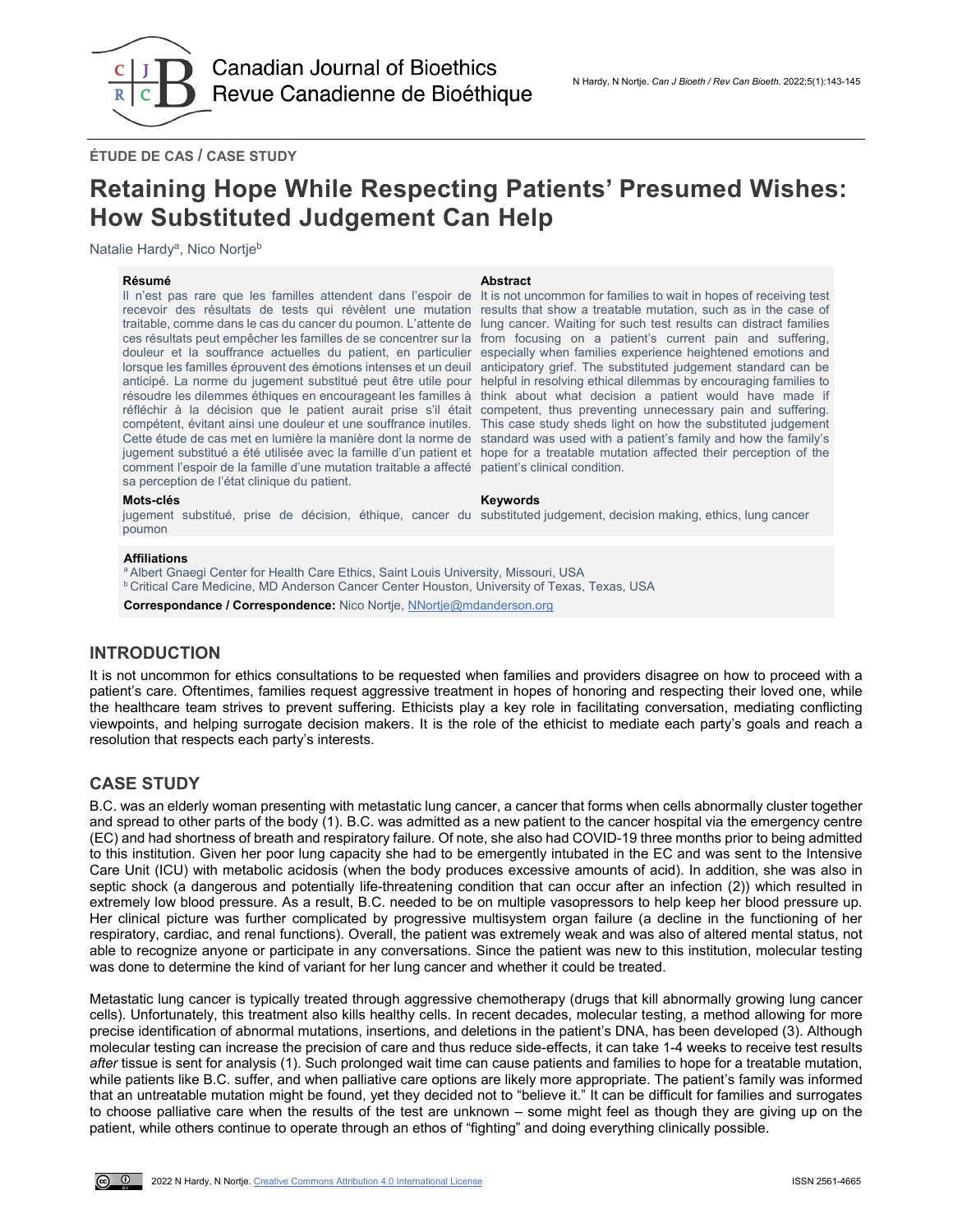ÉTUDE DE CAS / CASE STUDY

# Retaining Hope While Respecting Patients' Presumed Wishes: How Substituted Judgement Can Help

Natalie Hardy[a], Nico Nortje[b]

**Résumé**

Il n'est pas rare que les familles attendent dans l'espoir de recevoir des résultats de tests qui révèlent une mutation traitable, comme dans le cas du cancer du poumon. L'attente de ces résultats peut empêcher les familles de se concentrer sur la douleur et la souffrance actuelles du patient, en particulier lorsque les familles éprouvent des émotions intenses et un deuil anticipé. La norme du jugement substitué peut être utile pour résoudre les dilemmes éthiques en encourageant les familles à réfléchir à la décision que le patient aurait prise s'il était compétent, évitant ainsi une douleur et une souffrance inutiles. Cette étude de cas met en lumière la manière dont la norme de jugement substitué a été utilisée avec la famille d'un patient et comment l'espoir de la famille d'une mutation traitable a affecté sa perception de l'état clinique du patient.

**Mots-clés**

jugement substitué, prise de décision, éthique, cancer du poumon

**Abstract**

It is not uncommon for families to wait in hopes of receiving test results that show a treatable mutation, such as in the case of lung cancer. Waiting for such test results can distract families from focusing on a patient's current pain and suffering, especially when families experience heightened emotions and anticipatory grief. The substituted judgement standard can be helpful in resolving ethical dilemmas by encouraging families to think about what decision a patient would have made if competent, thus preventing unnecessary pain and suffering. This case study sheds light on how the substituted judgement standard was used with a patient's family and how the family's hope for a treatable mutation affected their perception of the patient's clinical condition.

**Keywords**

substituted judgement, decision making, ethics, lung cancer

**Affiliations**

[a] Albert Gnaegi Center for Health Care Ethics, Saint Louis University, Missouri, USA
[b] Critical Care Medicine, MD Anderson Cancer Center Houston, University of Texas, Texas, USA

**Correspondance / Correspondence:** Nico Nortje, NNortje@mdanderson.org

## INTRODUCTION

It is not uncommon for ethics consultations to be requested when families and providers disagree on how to proceed with a patient's care. Oftentimes, families request aggressive treatment in hopes of honoring and respecting their loved one, while the healthcare team strives to prevent suffering. Ethicists play a key role in facilitating conversation, mediating conflicting viewpoints, and helping surrogate decision makers. It is the role of the ethicist to mediate each party's goals and reach a resolution that respects each party's interests.

## CASE STUDY

B.C. was an elderly woman presenting with metastatic lung cancer, a cancer that forms when cells abnormally cluster together and spread to other parts of the body (1). B.C. was admitted as a new patient to the cancer hospital via the emergency centre (EC) and had shortness of breath and respiratory failure. Of note, she also had COVID-19 three months prior to being admitted to this institution. Given her poor lung capacity she had to be emergently intubated in the EC and was sent to the Intensive Care Unit (ICU) with metabolic acidosis (when the body produces excessive amounts of acid). In addition, she was also in septic shock (a dangerous and potentially life-threatening condition that can occur after an infection (2)) which resulted in extremely low blood pressure. As a result, B.C. needed to be on multiple vasopressors to help keep her blood pressure up. Her clinical picture was further complicated by progressive multisystem organ failure (a decline in the functioning of her respiratory, cardiac, and renal functions). Overall, the patient was extremely weak and was also of altered mental status, not able to recognize anyone or participate in any conversations. Since the patient was new to this institution, molecular testing was done to determine the kind of variant for her lung cancer and whether it could be treated.

Metastatic lung cancer is typically treated through aggressive chemotherapy (drugs that kill abnormally growing lung cancer cells). Unfortunately, this treatment also kills healthy cells. In recent decades, molecular testing, a method allowing for more precise identification of abnormal mutations, insertions, and deletions in the patient's DNA, has been developed (3). Although molecular testing can increase the precision of care and thus reduce side-effects, it can take 1-4 weeks to receive test results *after* tissue is sent for analysis (1). Such prolonged wait time can cause patients and families to hope for a treatable mutation, while patients like B.C. suffer, and when palliative care options are likely more appropriate. The patient's family was informed that an untreatable mutation might be found, yet they decided not to "believe it." It can be difficult for families and surrogates to choose palliative care when the results of the test are unknown – some might feel as though they are giving up on the patient, while others continue to operate through an ethos of "fighting" and doing everything clinically possible.

2022 N Hardy, N Nortje. Creative Commons Attribution 4.0 International License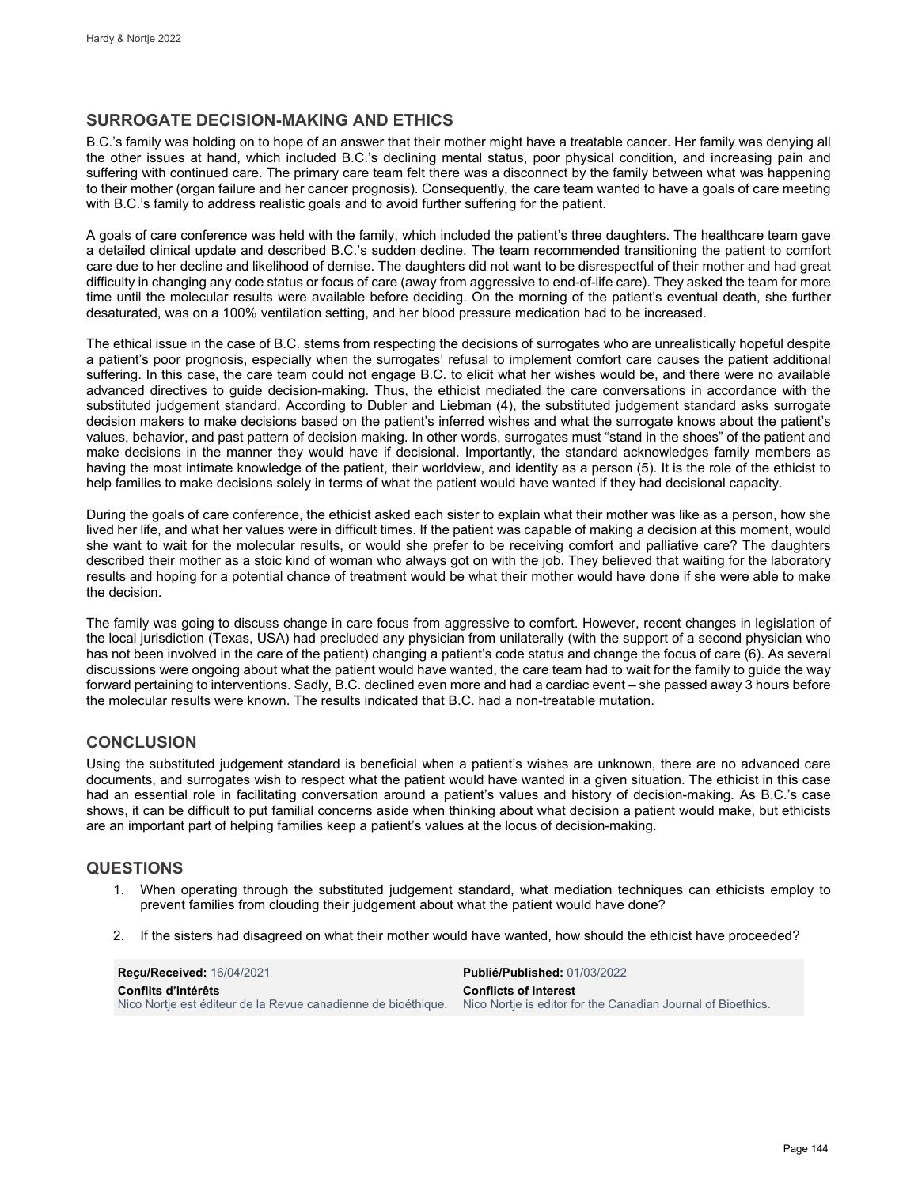## SURROGATE DECISION-MAKING AND ETHICS

B.C.'s family was holding on to hope of an answer that their mother might have a treatable cancer. Her family was denying all the other issues at hand, which included B.C.'s declining mental status, poor physical condition, and increasing pain and suffering with continued care. The primary care team felt there was a disconnect by the family between what was happening to their mother (organ failure and her cancer prognosis). Consequently, the care team wanted to have a goals of care meeting with B.C.'s family to address realistic goals and to avoid further suffering for the patient.

A goals of care conference was held with the family, which included the patient's three daughters. The healthcare team gave a detailed clinical update and described B.C.'s sudden decline. The team recommended transitioning the patient to comfort care due to her decline and likelihood of demise. The daughters did not want to be disrespectful of their mother and had great difficulty in changing any code status or focus of care (away from aggressive to end-of-life care). They asked the team for more time until the molecular results were available before deciding. On the morning of the patient's eventual death, she further desaturated, was on a 100% ventilation setting, and her blood pressure medication had to be increased.

The ethical issue in the case of B.C. stems from respecting the decisions of surrogates who are unrealistically hopeful despite a patient's poor prognosis, especially when the surrogates' refusal to implement comfort care causes the patient additional suffering. In this case, the care team could not engage B.C. to elicit what her wishes would be, and there were no available advanced directives to guide decision-making. Thus, the ethicist mediated the care conversations in accordance with the substituted judgement standard. According to Dubler and Liebman (4), the substituted judgement standard asks surrogate decision makers to make decisions based on the patient's inferred wishes and what the surrogate knows about the patient's values, behavior, and past pattern of decision making. In other words, surrogates must "stand in the shoes" of the patient and make decisions in the manner they would have if decisional. Importantly, the standard acknowledges family members as having the most intimate knowledge of the patient, their worldview, and identity as a person (5). It is the role of the ethicist to help families to make decisions solely in terms of what the patient would have wanted if they had decisional capacity.

During the goals of care conference, the ethicist asked each sister to explain what their mother was like as a person, how she lived her life, and what her values were in difficult times. If the patient was capable of making a decision at this moment, would she want to wait for the molecular results, or would she prefer to be receiving comfort and palliative care? The daughters described their mother as a stoic kind of woman who always got on with the job. They believed that waiting for the laboratory results and hoping for a potential chance of treatment would be what their mother would have done if she were able to make the decision.

The family was going to discuss change in care focus from aggressive to comfort. However, recent changes in legislation of the local jurisdiction (Texas, USA) had precluded any physician from unilaterally (with the support of a second physician who has not been involved in the care of the patient) changing a patient's code status and change the focus of care (6). As several discussions were ongoing about what the patient would have wanted, the care team had to wait for the family to guide the way forward pertaining to interventions. Sadly, B.C. declined even more and had a cardiac event – she passed away 3 hours before the molecular results were known. The results indicated that B.C. had a non-treatable mutation.

## CONCLUSION

Using the substituted judgement standard is beneficial when a patient's wishes are unknown, there are no advanced care documents, and surrogates wish to respect what the patient would have wanted in a given situation. The ethicist in this case had an essential role in facilitating conversation around a patient's values and history of decision-making. As B.C.'s case shows, it can be difficult to put familial concerns aside when thinking about what decision a patient would make, but ethicists are an important part of helping families keep a patient's values at the locus of decision-making.

## QUESTIONS

1. When operating through the substituted judgement standard, what mediation techniques can ethicists employ to prevent families from clouding their judgement about what the patient would have done?
2. If the sisters had disagreed on what their mother would have wanted, how should the ethicist have proceeded?

**Reçu/Received:** 16/04/2021
**Publié/Published:** 01/03/2022

**Conflits d'intérêts**
Nico Nortje est éditeur de la Revue canadienne de bioéthique.

**Conflicts of Interest**
Nico Nortje is editor for the Canadian Journal of Bioethics.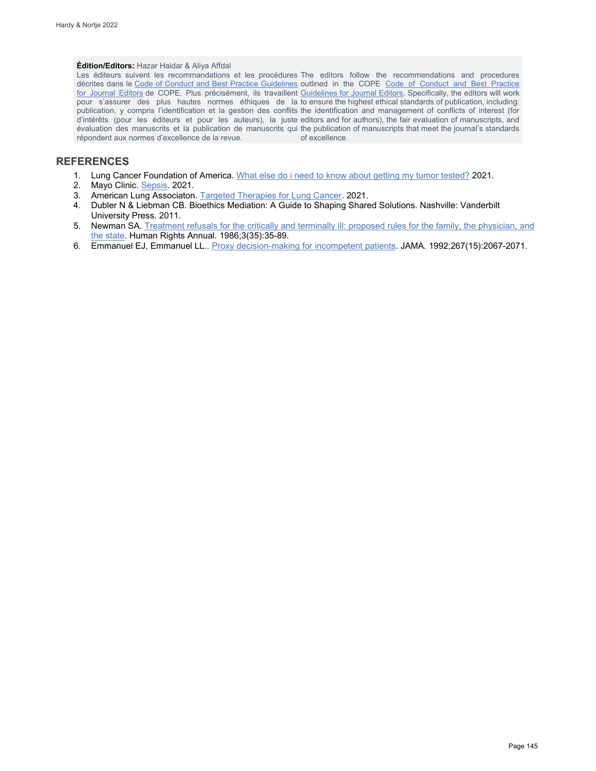**Édition/Editors:** Hazar Haidar & Aliya Affdal

Les éditeurs suivent les recommandations et les procédures décrites dans le [Code of Conduct and Best Practice Guidelines for Journal Editors](#) de COPE. Plus précisément, ils travaillent pour s'assurer des plus hautes normes éthiques de la publication, y compris l'identification et la gestion des conflits d'intérêts (pour les éditeurs et pour les auteurs), la juste évaluation des manuscrits et la publication de manuscrits qui répondent aux normes d'excellence de la revue.

The editors follow the recommendations and procedures outlined in the COPE [Code of Conduct and Best Practice Guidelines for Journal Editors](#). Specifically, the editors will work to ensure the highest ethical standards of publication, including: the identification and management of conflicts of interest (for editors and for authors), the fair evaluation of manuscripts, and the publication of manuscripts that meet the journal's standards of excellence.

## REFERENCES

1. Lung Cancer Foundation of America. [What else do i need to know about getting my tumor tested?](#) 2021.
2. Mayo Clinic. [Sepsis](#). 2021.
3. American Lung Associaton. [Targeted Therapies for Lung Cancer](#). 2021.
4. Dubler N & Liebman CB. Bioethics Mediation: A Guide to Shaping Shared Solutions. Nashville: Vanderbilt University Press. 2011.
5. Newman SA. [Treatment refusals for the critically and terminally ill: proposed rules for the family, the physician, and the state](#). Human Rights Annual. 1986;3(35):35-89.
6. Emmanuel EJ, Emmanuel LL.. [Proxy decision-making for incompetent patients](#). JAMA. 1992;267(15):2067-2071.